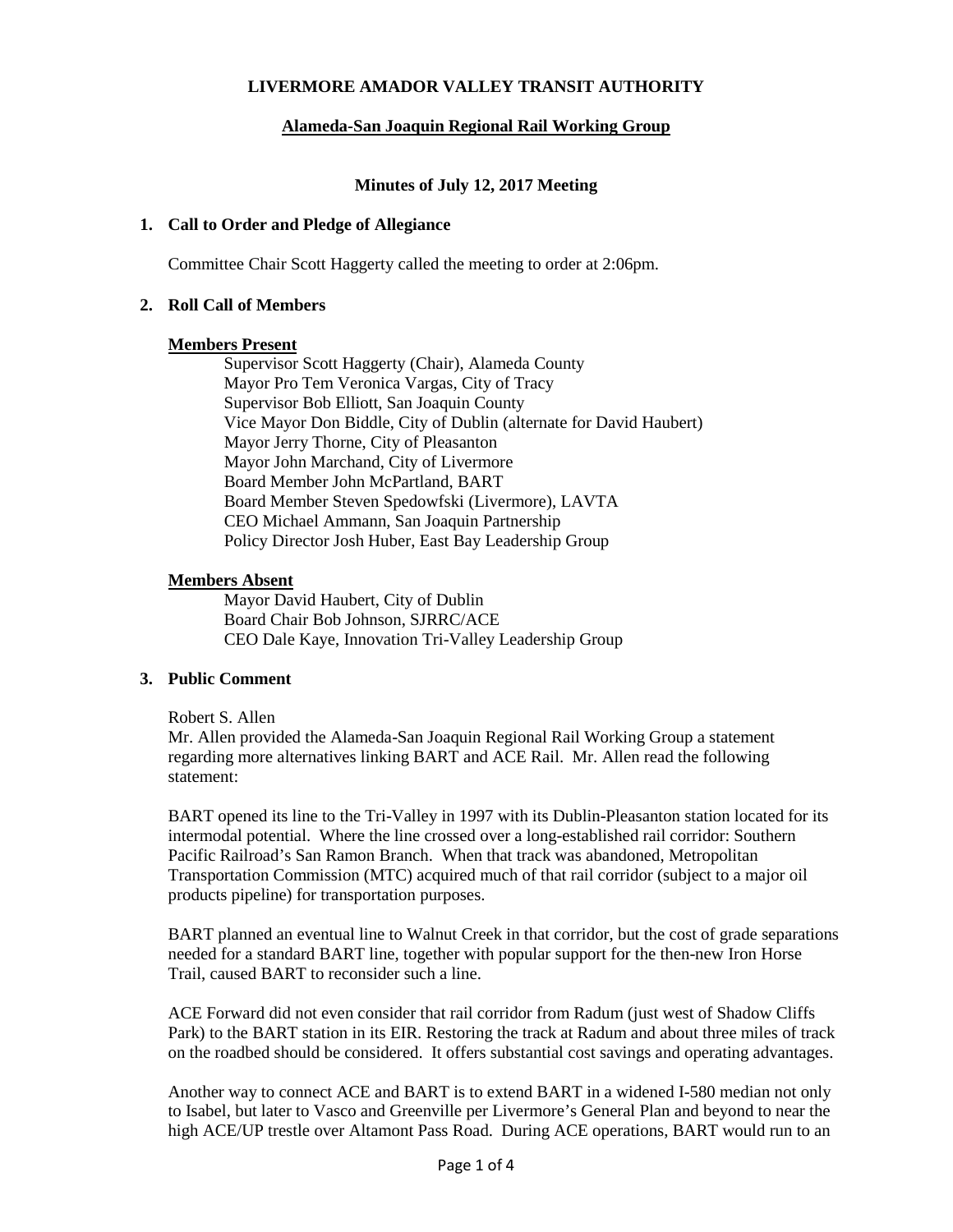# LIVERMORE AMADOR VALLEY TRANSIT AUTHORITY

## Alameda-San Joaquin Regional Rail Working Group

### Minutes of July 12, 2017 Meeting

**1. Call to Order and Pledge of Allegiance**

Committee Chair Scott Haggerty called the meeting to order at 2:06pm.

**2. Roll Call of Members**

**Members Present**

Supervisor Scott Haggerty (Chair), Alameda County
Mayor Pro Tem Veronica Vargas, City of Tracy
Supervisor Bob Elliott, San Joaquin County
Vice Mayor Don Biddle, City of Dublin (alternate for David Haubert)
Mayor Jerry Thorne, City of Pleasanton
Mayor John Marchand, City of Livermore
Board Member John McPartland, BART
Board Member Steven Spedowfski (Livermore), LAVTA
CEO Michael Ammann, San Joaquin Partnership
Policy Director Josh Huber, East Bay Leadership Group

**Members Absent**

Mayor David Haubert, City of Dublin
Board Chair Bob Johnson, SJRRC/ACE
CEO Dale Kaye, Innovation Tri-Valley Leadership Group

**3. Public Comment**

Robert S. Allen
Mr. Allen provided the Alameda-San Joaquin Regional Rail Working Group a statement regarding more alternatives linking BART and ACE Rail. Mr. Allen read the following statement:

BART opened its line to the Tri-Valley in 1997 with its Dublin-Pleasanton station located for its intermodal potential. Where the line crossed over a long-established rail corridor: Southern Pacific Railroad's San Ramon Branch. When that track was abandoned, Metropolitan Transportation Commission (MTC) acquired much of that rail corridor (subject to a major oil products pipeline) for transportation purposes.

BART planned an eventual line to Walnut Creek in that corridor, but the cost of grade separations needed for a standard BART line, together with popular support for the then-new Iron Horse Trail, caused BART to reconsider such a line.

ACE Forward did not even consider that rail corridor from Radum (just west of Shadow Cliffs Park) to the BART station in its EIR. Restoring the track at Radum and about three miles of track on the roadbed should be considered. It offers substantial cost savings and operating advantages.

Another way to connect ACE and BART is to extend BART in a widened I-580 median not only to Isabel, but later to Vasco and Greenville per Livermore's General Plan and beyond to near the high ACE/UP trestle over Altamont Pass Road. During ACE operations, BART would run to an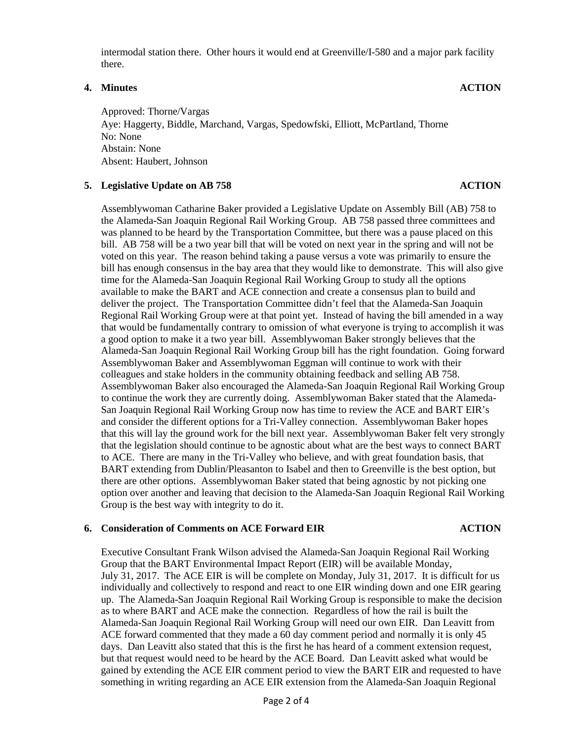intermodal station there. Other hours it would end at Greenville/I-580 and a major park facility there.

**4. Minutes** **ACTION**

Approved: Thorne/Vargas
Aye: Haggerty, Biddle, Marchand, Vargas, Spedowfski, Elliott, McPartland, Thorne
No: None
Abstain: None
Absent: Haubert, Johnson

**5. Legislative Update on AB 758** **ACTION**

Assemblywoman Catharine Baker provided a Legislative Update on Assembly Bill (AB) 758 to the Alameda-San Joaquin Regional Rail Working Group. AB 758 passed three committees and was planned to be heard by the Transportation Committee, but there was a pause placed on this bill. AB 758 will be a two year bill that will be voted on next year in the spring and will not be voted on this year. The reason behind taking a pause versus a vote was primarily to ensure the bill has enough consensus in the bay area that they would like to demonstrate. This will also give time for the Alameda-San Joaquin Regional Rail Working Group to study all the options available to make the BART and ACE connection and create a consensus plan to build and deliver the project. The Transportation Committee didn't feel that the Alameda-San Joaquin Regional Rail Working Group were at that point yet. Instead of having the bill amended in a way that would be fundamentally contrary to omission of what everyone is trying to accomplish it was a good option to make it a two year bill. Assemblywoman Baker strongly believes that the Alameda-San Joaquin Regional Rail Working Group bill has the right foundation. Going forward Assemblywoman Baker and Assemblywoman Eggman will continue to work with their colleagues and stake holders in the community obtaining feedback and selling AB 758. Assemblywoman Baker also encouraged the Alameda-San Joaquin Regional Rail Working Group to continue the work they are currently doing. Assemblywoman Baker stated that the Alameda-San Joaquin Regional Rail Working Group now has time to review the ACE and BART EIR's and consider the different options for a Tri-Valley connection. Assemblywoman Baker hopes that this will lay the ground work for the bill next year. Assemblywoman Baker felt very strongly that the legislation should continue to be agnostic about what are the best ways to connect BART to ACE. There are many in the Tri-Valley who believe, and with great foundation basis, that BART extending from Dublin/Pleasanton to Isabel and then to Greenville is the best option, but there are other options. Assemblywoman Baker stated that being agnostic by not picking one option over another and leaving that decision to the Alameda-San Joaquin Regional Rail Working Group is the best way with integrity to do it.

**6. Consideration of Comments on ACE Forward EIR** **ACTION**

Executive Consultant Frank Wilson advised the Alameda-San Joaquin Regional Rail Working Group that the BART Environmental Impact Report (EIR) will be available Monday, July 31, 2017. The ACE EIR is will be complete on Monday, July 31, 2017. It is difficult for us individually and collectively to respond and react to one EIR winding down and one EIR gearing up. The Alameda-San Joaquin Regional Rail Working Group is responsible to make the decision as to where BART and ACE make the connection. Regardless of how the rail is built the Alameda-San Joaquin Regional Rail Working Group will need our own EIR. Dan Leavitt from ACE forward commented that they made a 60 day comment period and normally it is only 45 days. Dan Leavitt also stated that this is the first he has heard of a comment extension request, but that request would need to be heard by the ACE Board. Dan Leavitt asked what would be gained by extending the ACE EIR comment period to view the BART EIR and requested to have something in writing regarding an ACE EIR extension from the Alameda-San Joaquin Regional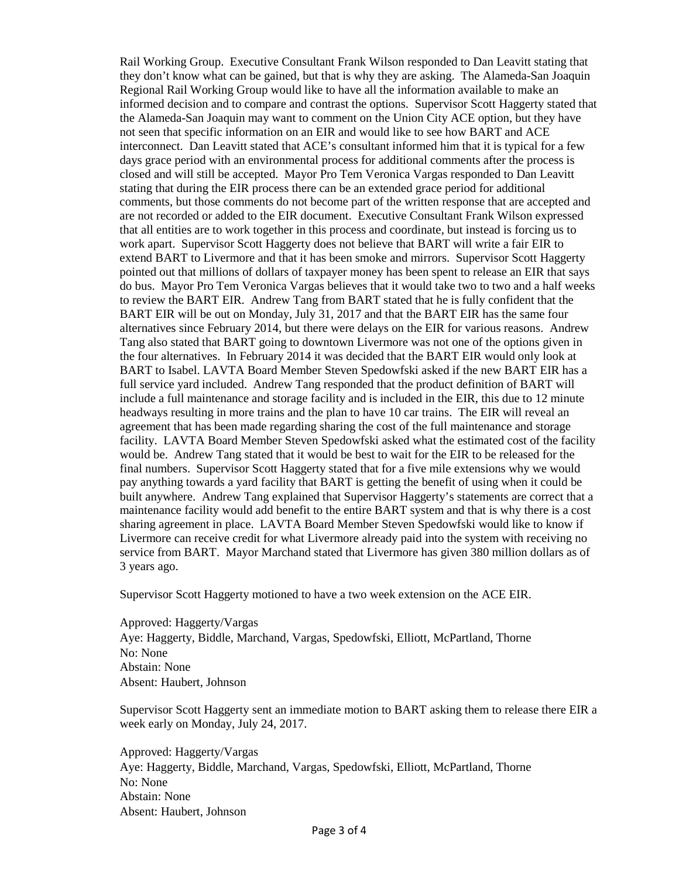Rail Working Group. Executive Consultant Frank Wilson responded to Dan Leavitt stating that they don't know what can be gained, but that is why they are asking. The Alameda-San Joaquin Regional Rail Working Group would like to have all the information available to make an informed decision and to compare and contrast the options. Supervisor Scott Haggerty stated that the Alameda-San Joaquin may want to comment on the Union City ACE option, but they have not seen that specific information on an EIR and would like to see how BART and ACE interconnect. Dan Leavitt stated that ACE's consultant informed him that it is typical for a few days grace period with an environmental process for additional comments after the process is closed and will still be accepted. Mayor Pro Tem Veronica Vargas responded to Dan Leavitt stating that during the EIR process there can be an extended grace period for additional comments, but those comments do not become part of the written response that are accepted and are not recorded or added to the EIR document. Executive Consultant Frank Wilson expressed that all entities are to work together in this process and coordinate, but instead is forcing us to work apart. Supervisor Scott Haggerty does not believe that BART will write a fair EIR to extend BART to Livermore and that it has been smoke and mirrors. Supervisor Scott Haggerty pointed out that millions of dollars of taxpayer money has been spent to release an EIR that says do bus. Mayor Pro Tem Veronica Vargas believes that it would take two to two and a half weeks to review the BART EIR. Andrew Tang from BART stated that he is fully confident that the BART EIR will be out on Monday, July 31, 2017 and that the BART EIR has the same four alternatives since February 2014, but there were delays on the EIR for various reasons. Andrew Tang also stated that BART going to downtown Livermore was not one of the options given in the four alternatives. In February 2014 it was decided that the BART EIR would only look at BART to Isabel. LAVTA Board Member Steven Spedowfski asked if the new BART EIR has a full service yard included. Andrew Tang responded that the product definition of BART will include a full maintenance and storage facility and is included in the EIR, this due to 12 minute headways resulting in more trains and the plan to have 10 car trains. The EIR will reveal an agreement that has been made regarding sharing the cost of the full maintenance and storage facility. LAVTA Board Member Steven Spedowfski asked what the estimated cost of the facility would be. Andrew Tang stated that it would be best to wait for the EIR to be released for the final numbers. Supervisor Scott Haggerty stated that for a five mile extensions why we would pay anything towards a yard facility that BART is getting the benefit of using when it could be built anywhere. Andrew Tang explained that Supervisor Haggerty's statements are correct that a maintenance facility would add benefit to the entire BART system and that is why there is a cost sharing agreement in place. LAVTA Board Member Steven Spedowfski would like to know if Livermore can receive credit for what Livermore already paid into the system with receiving no service from BART. Mayor Marchand stated that Livermore has given 380 million dollars as of 3 years ago.

Supervisor Scott Haggerty motioned to have a two week extension on the ACE EIR.

Approved: Haggerty/Vargas
Aye: Haggerty, Biddle, Marchand, Vargas, Spedowfski, Elliott, McPartland, Thorne
No: None
Abstain: None
Absent: Haubert, Johnson

Supervisor Scott Haggerty sent an immediate motion to BART asking them to release there EIR a week early on Monday, July 24, 2017.

Approved: Haggerty/Vargas
Aye: Haggerty, Biddle, Marchand, Vargas, Spedowfski, Elliott, McPartland, Thorne
No: None
Abstain: None
Absent: Haubert, Johnson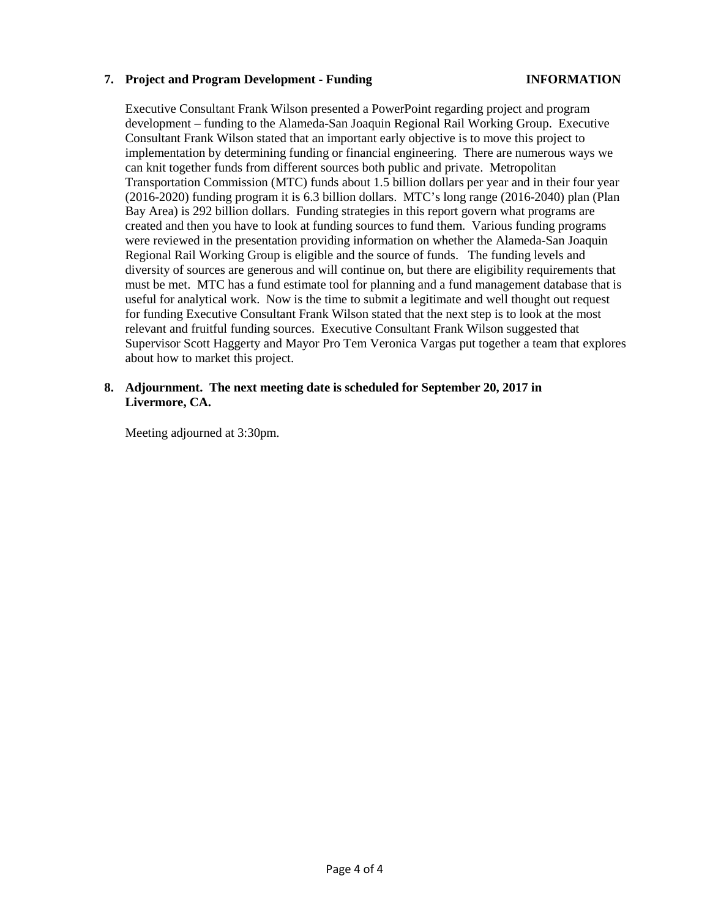**7. Project and Program Development - Funding INFORMATION**

Executive Consultant Frank Wilson presented a PowerPoint regarding project and program development – funding to the Alameda-San Joaquin Regional Rail Working Group. Executive Consultant Frank Wilson stated that an important early objective is to move this project to implementation by determining funding or financial engineering. There are numerous ways we can knit together funds from different sources both public and private. Metropolitan Transportation Commission (MTC) funds about 1.5 billion dollars per year and in their four year (2016-2020) funding program it is 6.3 billion dollars. MTC's long range (2016-2040) plan (Plan Bay Area) is 292 billion dollars. Funding strategies in this report govern what programs are created and then you have to look at funding sources to fund them. Various funding programs were reviewed in the presentation providing information on whether the Alameda-San Joaquin Regional Rail Working Group is eligible and the source of funds. The funding levels and diversity of sources are generous and will continue on, but there are eligibility requirements that must be met. MTC has a fund estimate tool for planning and a fund management database that is useful for analytical work. Now is the time to submit a legitimate and well thought out request for funding Executive Consultant Frank Wilson stated that the next step is to look at the most relevant and fruitful funding sources. Executive Consultant Frank Wilson suggested that Supervisor Scott Haggerty and Mayor Pro Tem Veronica Vargas put together a team that explores about how to market this project.

**8. Adjournment. The next meeting date is scheduled for September 20, 2017 in Livermore, CA.**

Meeting adjourned at 3:30pm.